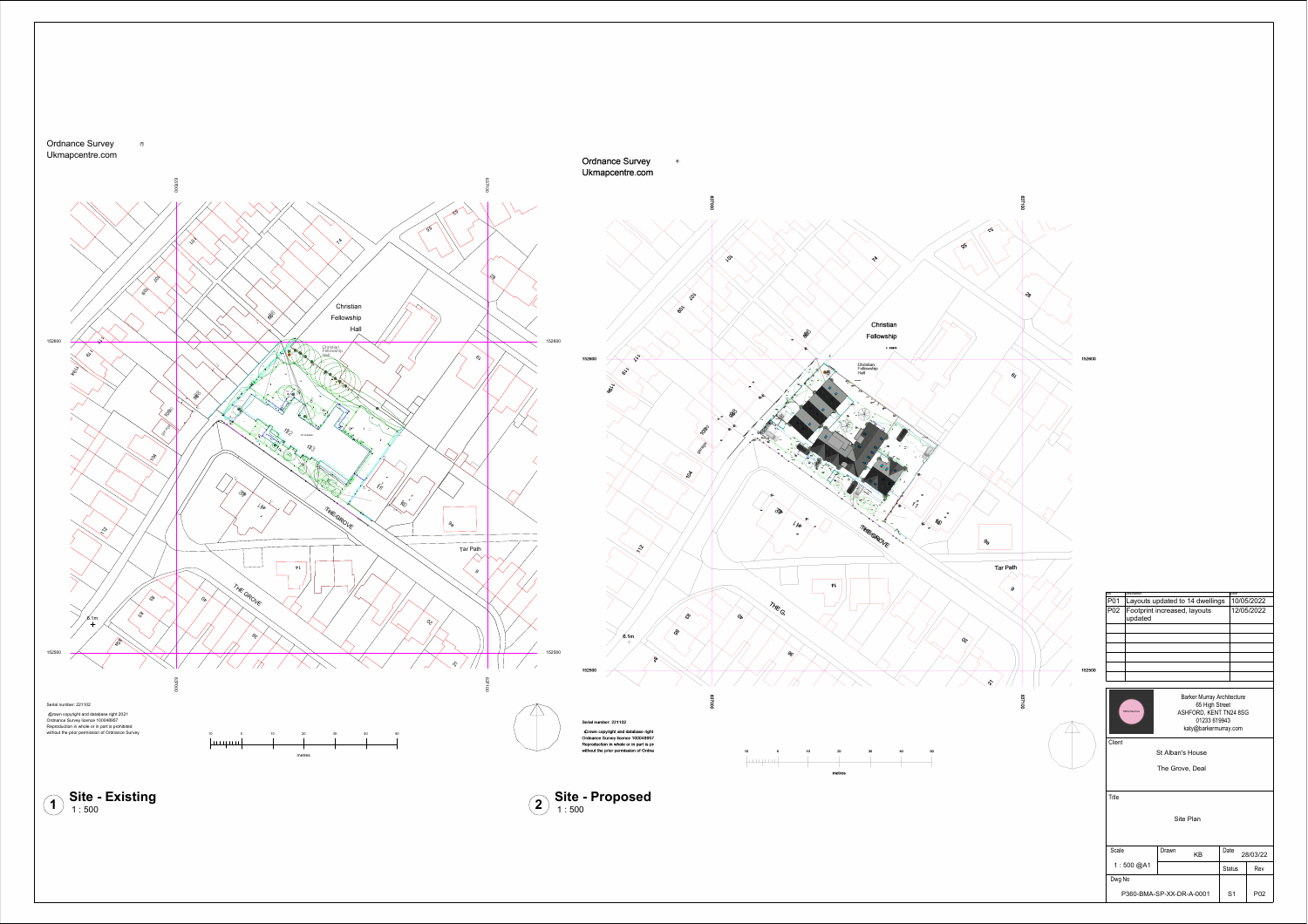Ordnance Survey
Ukmapcentre.com

Serial number: 221102

Crown copyright and database right 2021
Ordnance Survey licence 100048957
Reproduction in whole or in part is prohibited without the prior permission of Ordnance Survey

## 1 Site - Existing
1 : 500

Ordnance Survey
Ukmapcentre.com

Serial number: 221102

Crown copyright and database right
Ordnance Survey licence 100048957
Reproduction in whole or in part is pr
without the prior permission of Ordna

## 2 Site - Proposed
1 : 500

| Rev | Description | Date |
|---|---|---|
| P01 | Layouts updated to 14 dwellings | 10/05/2022 |
| P02 | Footprint increased, layouts updated | 12/05/2022 |

Barker Murray Architecture
65 High Street
ASHFORD, KENT TN24 8SG
01233 619943
katy@barkermurray.com

Client
St Alban's House
The Grove, Deal

Title
Site Plan

| Scale | Drawn | Date | |
|---|---|---|---|
| 1 : 500 @A1 | KB | 28/03/22 | |
| Dwg No | | Status | Rev |
| P360-BMA-SP-XX-DR-A-0001 | | S1 | P02 |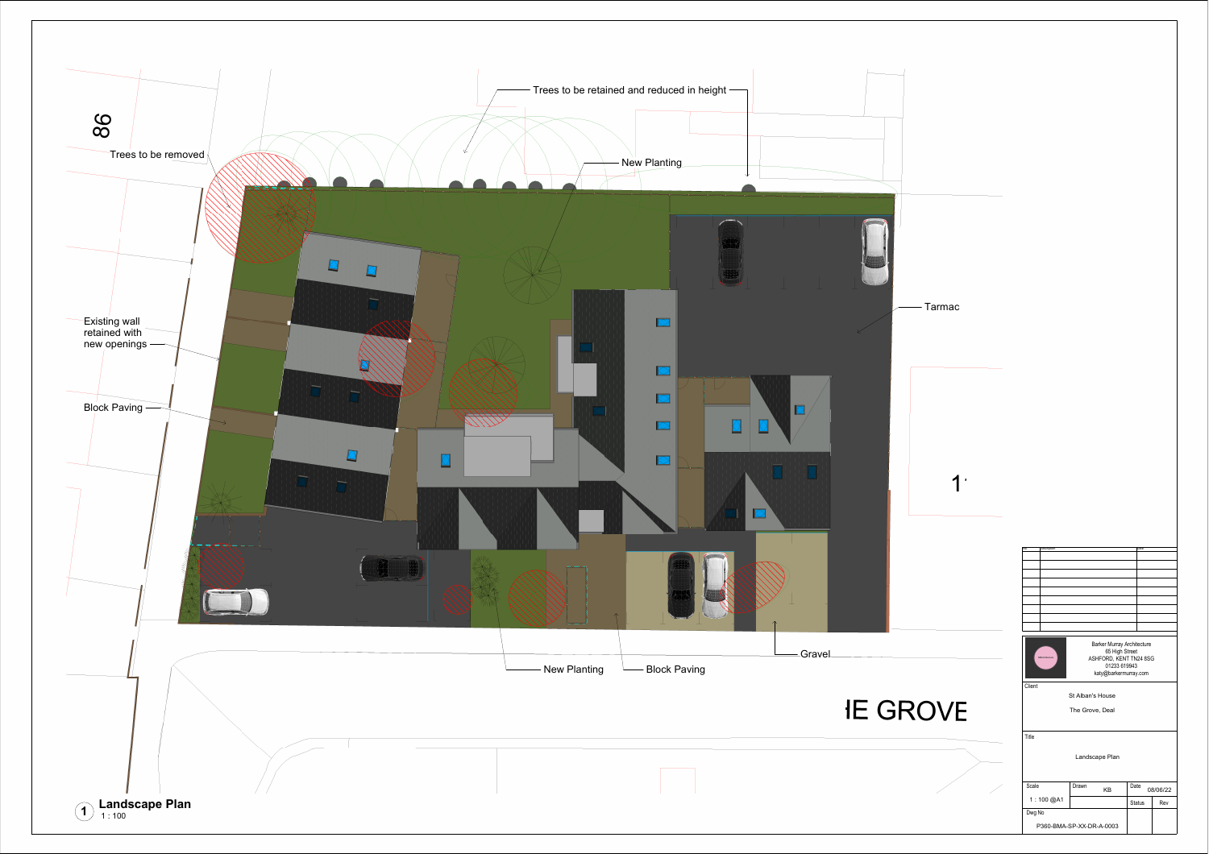86

Trees to be removed

Trees to be retained and reduced in height

New Planting

Tarmac

Existing wall retained with new openings

Block Paving

1

New Planting

Block Paving

Gravel

IE GROVE

**1 Landscape Plan**
1 : 100

Barker Murray Architecture
65 High Street
ASHFORD, KENT TN24 8SG
01233 619943
katy@barkermurray.com

Client

St Alban's House

The Grove, Deal

Title

Landscape Plan

| Scale | Drawn | Date |
|---|---|---|
| 1 : 100 @A1 | KB | 08/06/22 |

| Dwg No | Status | Rev |
|---|---|---|
| P360-BMA-SP-XX-DR-A-0003 | | |